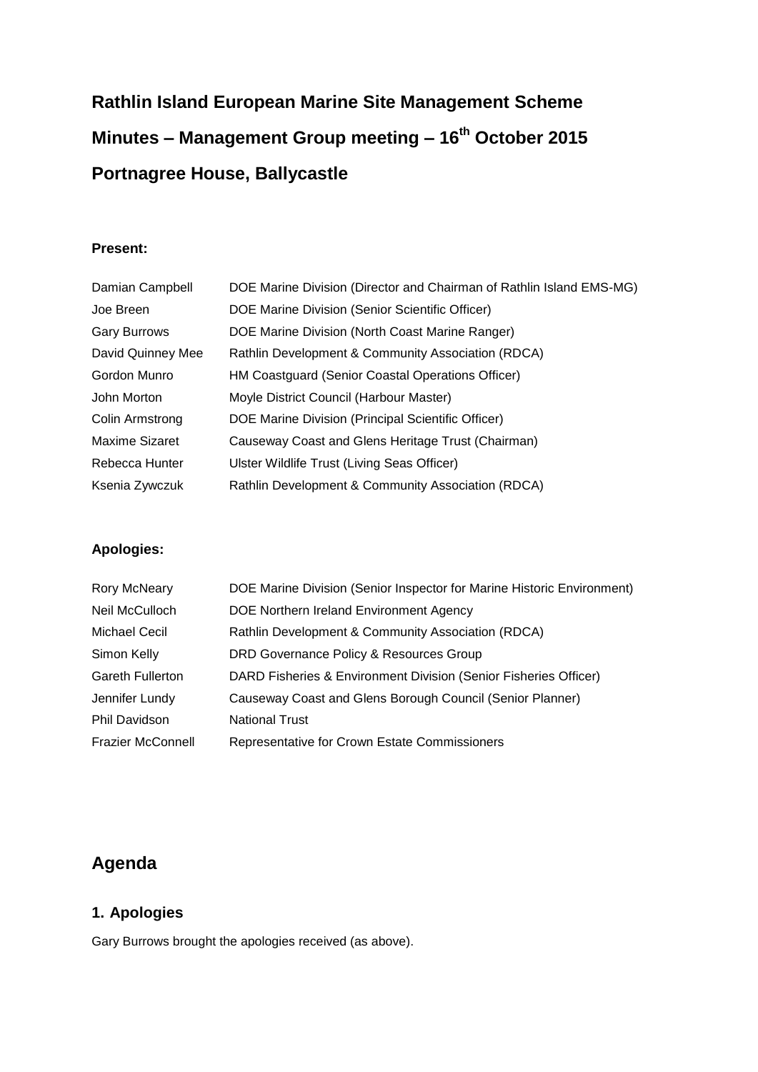# Rathlin Island European Marine Site Management Scheme

# Minutes – Management Group meeting – 16th October 2015

# Portnagree House, Ballycastle

**Present:**

| | |
|---|---|
| Damian Campbell | DOE Marine Division (Director and Chairman of Rathlin Island EMS-MG) |
| Joe Breen | DOE Marine Division (Senior Scientific Officer) |
| Gary Burrows | DOE Marine Division (North Coast Marine Ranger) |
| David Quinney Mee | Rathlin Development & Community Association (RDCA) |
| Gordon Munro | HM Coastguard (Senior Coastal Operations Officer) |
| John Morton | Moyle District Council (Harbour Master) |
| Colin Armstrong | DOE Marine Division (Principal Scientific Officer) |
| Maxime Sizaret | Causeway Coast and Glens Heritage Trust (Chairman) |
| Rebecca Hunter | Ulster Wildlife Trust (Living Seas Officer) |
| Ksenia Zywczuk | Rathlin Development & Community Association (RDCA) |

**Apologies:**

| | |
|---|---|
| Rory McNeary | DOE Marine Division (Senior Inspector for Marine Historic Environment) |
| Neil McCulloch | DOE Northern Ireland Environment Agency |
| Michael Cecil | Rathlin Development & Community Association (RDCA) |
| Simon Kelly | DRD Governance Policy & Resources Group |
| Gareth Fullerton | DARD Fisheries & Environment Division (Senior Fisheries Officer) |
| Jennifer Lundy | Causeway Coast and Glens Borough Council (Senior Planner) |
| Phil Davidson | National Trust |
| Frazier McConnell | Representative for Crown Estate Commissioners |

## Agenda

### 1. Apologies

Gary Burrows brought the apologies received (as above).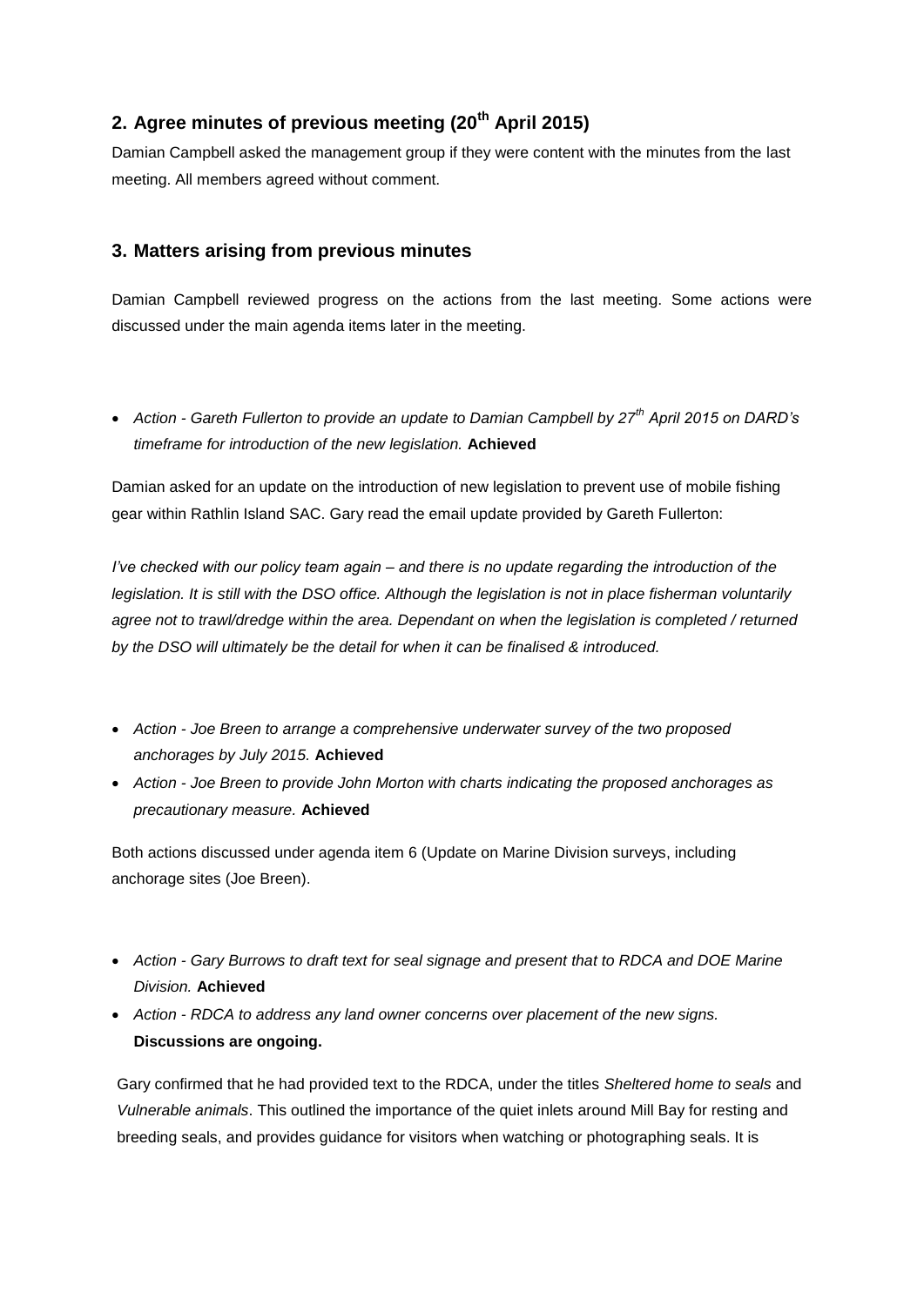## 2. Agree minutes of previous meeting (20th April 2015)

Damian Campbell asked the management group if they were content with the minutes from the last meeting. All members agreed without comment.

## 3. Matters arising from previous minutes

Damian Campbell reviewed progress on the actions from the last meeting. Some actions were discussed under the main agenda items later in the meeting.

- *Action - Gareth Fullerton to provide an update to Damian Campbell by 27th April 2015 on DARD's timeframe for introduction of the new legislation.* **Achieved**

Damian asked for an update on the introduction of new legislation to prevent use of mobile fishing gear within Rathlin Island SAC. Gary read the email update provided by Gareth Fullerton:

*I've checked with our policy team again – and there is no update regarding the introduction of the legislation. It is still with the DSO office. Although the legislation is not in place fisherman voluntarily agree not to trawl/dredge within the area. Dependant on when the legislation is completed / returned by the DSO will ultimately be the detail for when it can be finalised & introduced.*

- *Action - Joe Breen to arrange a comprehensive underwater survey of the two proposed anchorages by July 2015.* **Achieved**
- *Action - Joe Breen to provide John Morton with charts indicating the proposed anchorages as precautionary measure.* **Achieved**

Both actions discussed under agenda item 6 (Update on Marine Division surveys, including anchorage sites (Joe Breen).

- *Action - Gary Burrows to draft text for seal signage and present that to RDCA and DOE Marine Division.* **Achieved**
- *Action - RDCA to address any land owner concerns over placement of the new signs.* **Discussions are ongoing.**

Gary confirmed that he had provided text to the RDCA, under the titles *Sheltered home to seals* and *Vulnerable animals*. This outlined the importance of the quiet inlets around Mill Bay for resting and breeding seals, and provides guidance for visitors when watching or photographing seals. It is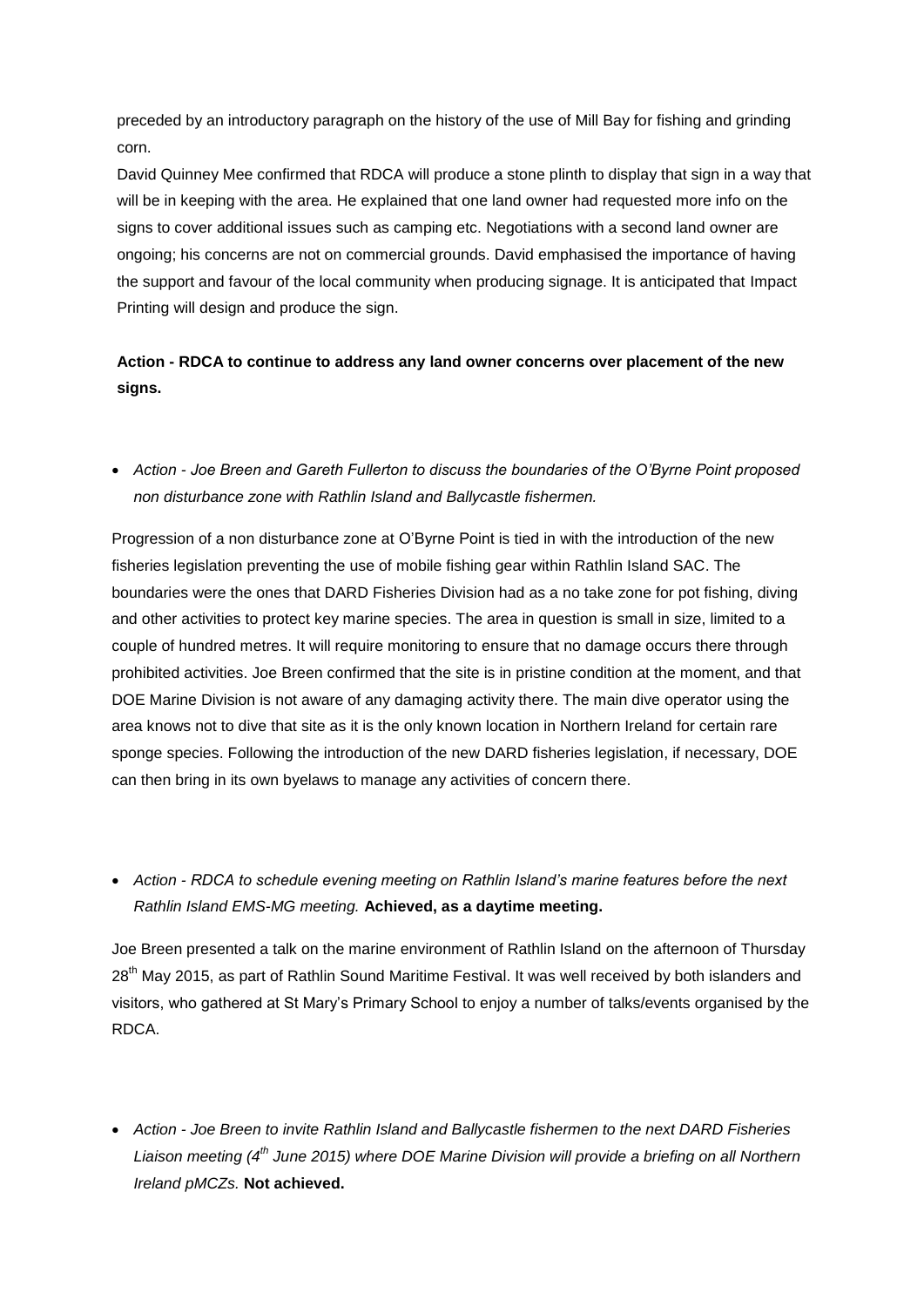preceded by an introductory paragraph on the history of the use of Mill Bay for fishing and grinding corn.

David Quinney Mee confirmed that RDCA will produce a stone plinth to display that sign in a way that will be in keeping with the area. He explained that one land owner had requested more info on the signs to cover additional issues such as camping etc. Negotiations with a second land owner are ongoing; his concerns are not on commercial grounds. David emphasised the importance of having the support and favour of the local community when producing signage. It is anticipated that Impact Printing will design and produce the sign.

**Action - RDCA to continue to address any land owner concerns over placement of the new signs.**

- *Action - Joe Breen and Gareth Fullerton to discuss the boundaries of the O'Byrne Point proposed non disturbance zone with Rathlin Island and Ballycastle fishermen.*

Progression of a non disturbance zone at O'Byrne Point is tied in with the introduction of the new fisheries legislation preventing the use of mobile fishing gear within Rathlin Island SAC. The boundaries were the ones that DARD Fisheries Division had as a no take zone for pot fishing, diving and other activities to protect key marine species. The area in question is small in size, limited to a couple of hundred metres. It will require monitoring to ensure that no damage occurs there through prohibited activities. Joe Breen confirmed that the site is in pristine condition at the moment, and that DOE Marine Division is not aware of any damaging activity there. The main dive operator using the area knows not to dive that site as it is the only known location in Northern Ireland for certain rare sponge species. Following the introduction of the new DARD fisheries legislation, if necessary, DOE can then bring in its own byelaws to manage any activities of concern there.

- *Action - RDCA to schedule evening meeting on Rathlin Island's marine features before the next Rathlin Island EMS-MG meeting.* **Achieved, as a daytime meeting.**

Joe Breen presented a talk on the marine environment of Rathlin Island on the afternoon of Thursday 28th May 2015, as part of Rathlin Sound Maritime Festival. It was well received by both islanders and visitors, who gathered at St Mary's Primary School to enjoy a number of talks/events organised by the RDCA.

- *Action - Joe Breen to invite Rathlin Island and Ballycastle fishermen to the next DARD Fisheries Liaison meeting (4th June 2015) where DOE Marine Division will provide a briefing on all Northern Ireland pMCZs.* **Not achieved.**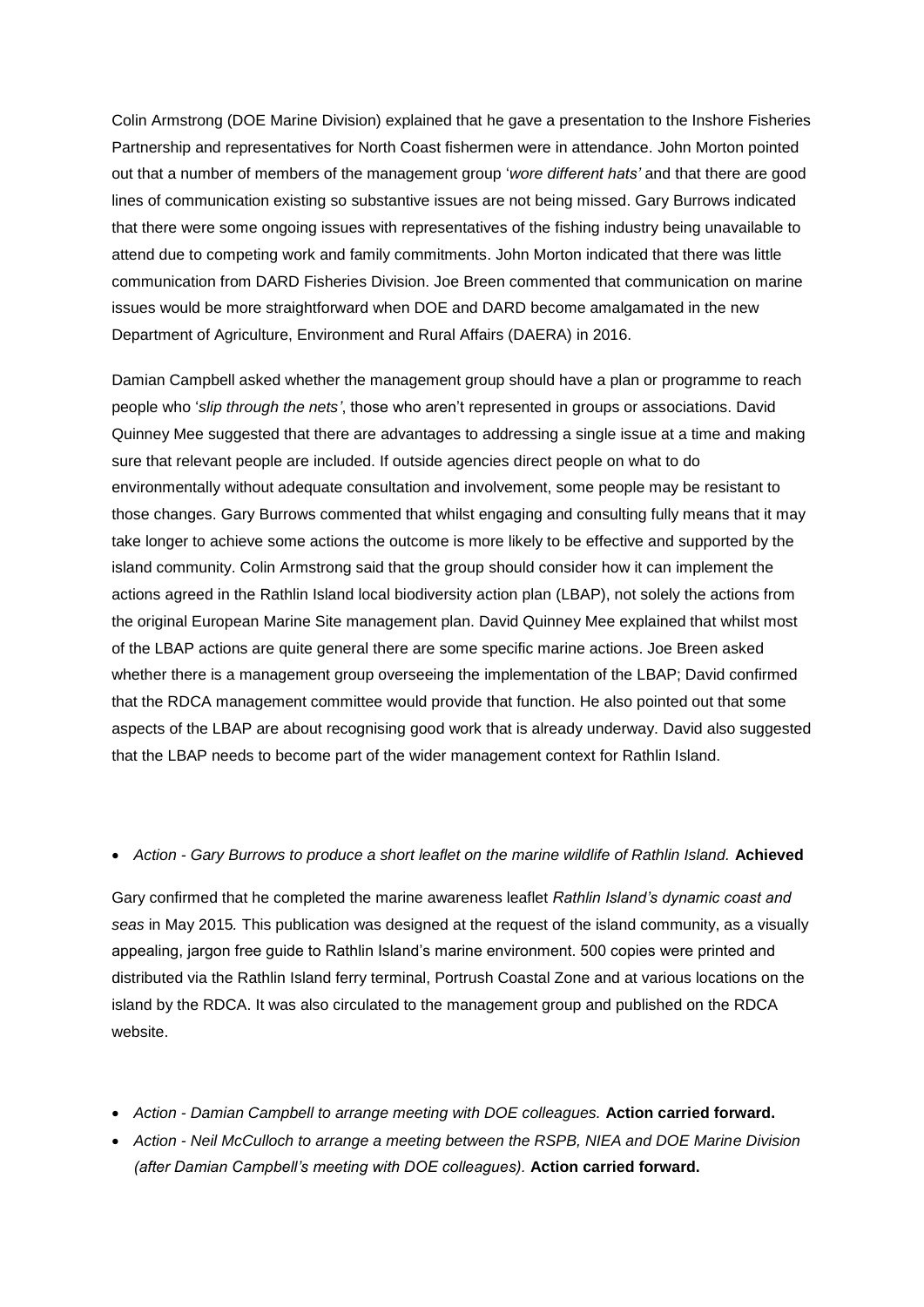Colin Armstrong (DOE Marine Division) explained that he gave a presentation to the Inshore Fisheries Partnership and representatives for North Coast fishermen were in attendance. John Morton pointed out that a number of members of the management group '*wore different hats'* and that there are good lines of communication existing so substantive issues are not being missed. Gary Burrows indicated that there were some ongoing issues with representatives of the fishing industry being unavailable to attend due to competing work and family commitments. John Morton indicated that there was little communication from DARD Fisheries Division. Joe Breen commented that communication on marine issues would be more straightforward when DOE and DARD become amalgamated in the new Department of Agriculture, Environment and Rural Affairs (DAERA) in 2016.

Damian Campbell asked whether the management group should have a plan or programme to reach people who '*slip through the nets'*, those who aren't represented in groups or associations. David Quinney Mee suggested that there are advantages to addressing a single issue at a time and making sure that relevant people are included. If outside agencies direct people on what to do environmentally without adequate consultation and involvement, some people may be resistant to those changes. Gary Burrows commented that whilst engaging and consulting fully means that it may take longer to achieve some actions the outcome is more likely to be effective and supported by the island community. Colin Armstrong said that the group should consider how it can implement the actions agreed in the Rathlin Island local biodiversity action plan (LBAP), not solely the actions from the original European Marine Site management plan. David Quinney Mee explained that whilst most of the LBAP actions are quite general there are some specific marine actions. Joe Breen asked whether there is a management group overseeing the implementation of the LBAP; David confirmed that the RDCA management committee would provide that function. He also pointed out that some aspects of the LBAP are about recognising good work that is already underway. David also suggested that the LBAP needs to become part of the wider management context for Rathlin Island.

- *Action - Gary Burrows to produce a short leaflet on the marine wildlife of Rathlin Island.* **Achieved**

Gary confirmed that he completed the marine awareness leaflet *Rathlin Island's dynamic coast and seas* in May 2015*.* This publication was designed at the request of the island community, as a visually appealing, jargon free guide to Rathlin Island's marine environment. 500 copies were printed and distributed via the Rathlin Island ferry terminal, Portrush Coastal Zone and at various locations on the island by the RDCA. It was also circulated to the management group and published on the RDCA website.

- *Action - Damian Campbell to arrange meeting with DOE colleagues.* **Action carried forward.**
- *Action - Neil McCulloch to arrange a meeting between the RSPB, NIEA and DOE Marine Division (after Damian Campbell's meeting with DOE colleagues).* **Action carried forward.**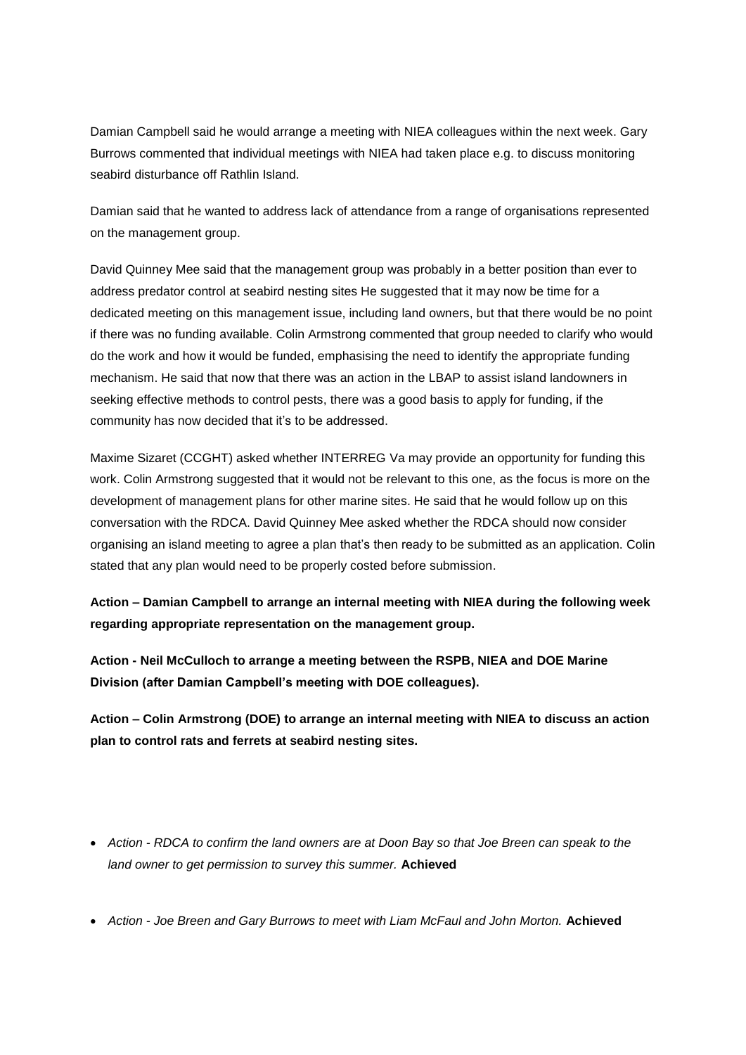Damian Campbell said he would arrange a meeting with NIEA colleagues within the next week. Gary Burrows commented that individual meetings with NIEA had taken place e.g. to discuss monitoring seabird disturbance off Rathlin Island.

Damian said that he wanted to address lack of attendance from a range of organisations represented on the management group.

David Quinney Mee said that the management group was probably in a better position than ever to address predator control at seabird nesting sites He suggested that it may now be time for a dedicated meeting on this management issue, including land owners, but that there would be no point if there was no funding available. Colin Armstrong commented that group needed to clarify who would do the work and how it would be funded, emphasising the need to identify the appropriate funding mechanism. He said that now that there was an action in the LBAP to assist island landowners in seeking effective methods to control pests, there was a good basis to apply for funding, if the community has now decided that it's to be addressed.

Maxime Sizaret (CCGHT) asked whether INTERREG Va may provide an opportunity for funding this work. Colin Armstrong suggested that it would not be relevant to this one, as the focus is more on the development of management plans for other marine sites. He said that he would follow up on this conversation with the RDCA. David Quinney Mee asked whether the RDCA should now consider organising an island meeting to agree a plan that's then ready to be submitted as an application. Colin stated that any plan would need to be properly costed before submission.

**Action – Damian Campbell to arrange an internal meeting with NIEA during the following week regarding appropriate representation on the management group.**

**Action - Neil McCulloch to arrange a meeting between the RSPB, NIEA and DOE Marine Division (after Damian Campbell's meeting with DOE colleagues).**

**Action – Colin Armstrong (DOE) to arrange an internal meeting with NIEA to discuss an action plan to control rats and ferrets at seabird nesting sites.**

- *Action - RDCA to confirm the land owners are at Doon Bay so that Joe Breen can speak to the land owner to get permission to survey this summer.* **Achieved**

- *Action - Joe Breen and Gary Burrows to meet with Liam McFaul and John Morton.* **Achieved**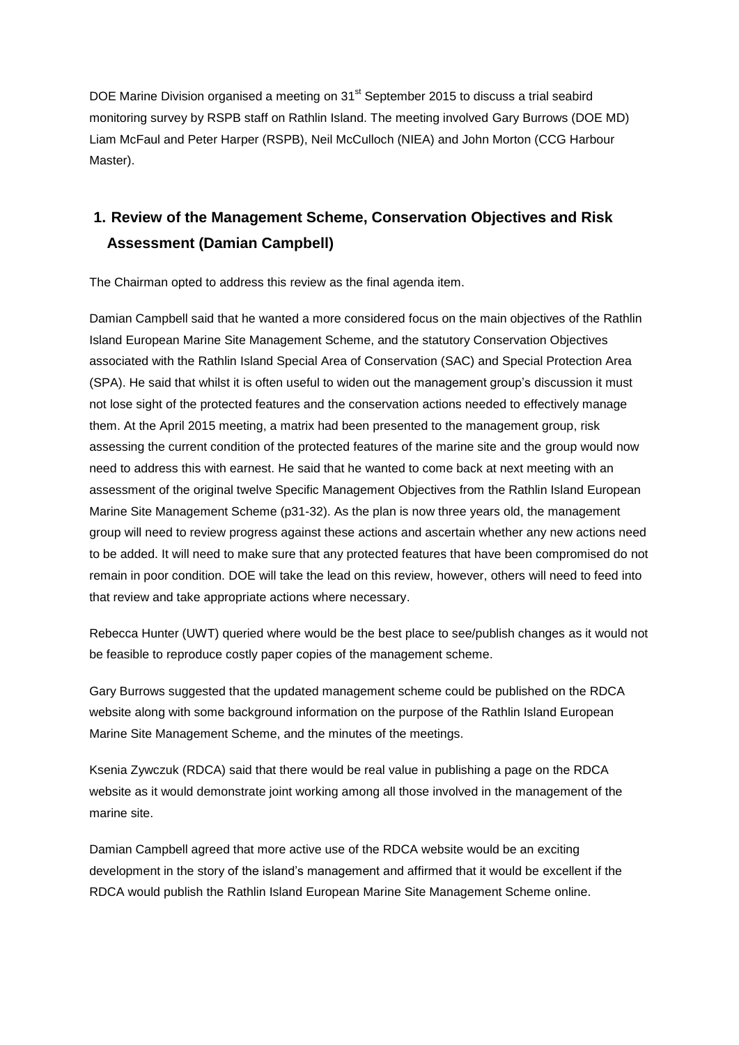DOE Marine Division organised a meeting on 31st September 2015 to discuss a trial seabird monitoring survey by RSPB staff on Rathlin Island. The meeting involved Gary Burrows (DOE MD) Liam McFaul and Peter Harper (RSPB), Neil McCulloch (NIEA) and John Morton (CCG Harbour Master).

## 1. Review of the Management Scheme, Conservation Objectives and Risk Assessment (Damian Campbell)

The Chairman opted to address this review as the final agenda item.

Damian Campbell said that he wanted a more considered focus on the main objectives of the Rathlin Island European Marine Site Management Scheme, and the statutory Conservation Objectives associated with the Rathlin Island Special Area of Conservation (SAC) and Special Protection Area (SPA). He said that whilst it is often useful to widen out the management group's discussion it must not lose sight of the protected features and the conservation actions needed to effectively manage them. At the April 2015 meeting, a matrix had been presented to the management group, risk assessing the current condition of the protected features of the marine site and the group would now need to address this with earnest. He said that he wanted to come back at next meeting with an assessment of the original twelve Specific Management Objectives from the Rathlin Island European Marine Site Management Scheme (p31-32). As the plan is now three years old, the management group will need to review progress against these actions and ascertain whether any new actions need to be added. It will need to make sure that any protected features that have been compromised do not remain in poor condition. DOE will take the lead on this review, however, others will need to feed into that review and take appropriate actions where necessary.

Rebecca Hunter (UWT) queried where would be the best place to see/publish changes as it would not be feasible to reproduce costly paper copies of the management scheme.

Gary Burrows suggested that the updated management scheme could be published on the RDCA website along with some background information on the purpose of the Rathlin Island European Marine Site Management Scheme, and the minutes of the meetings.

Ksenia Zywczuk (RDCA) said that there would be real value in publishing a page on the RDCA website as it would demonstrate joint working among all those involved in the management of the marine site.

Damian Campbell agreed that more active use of the RDCA website would be an exciting development in the story of the island's management and affirmed that it would be excellent if the RDCA would publish the Rathlin Island European Marine Site Management Scheme online.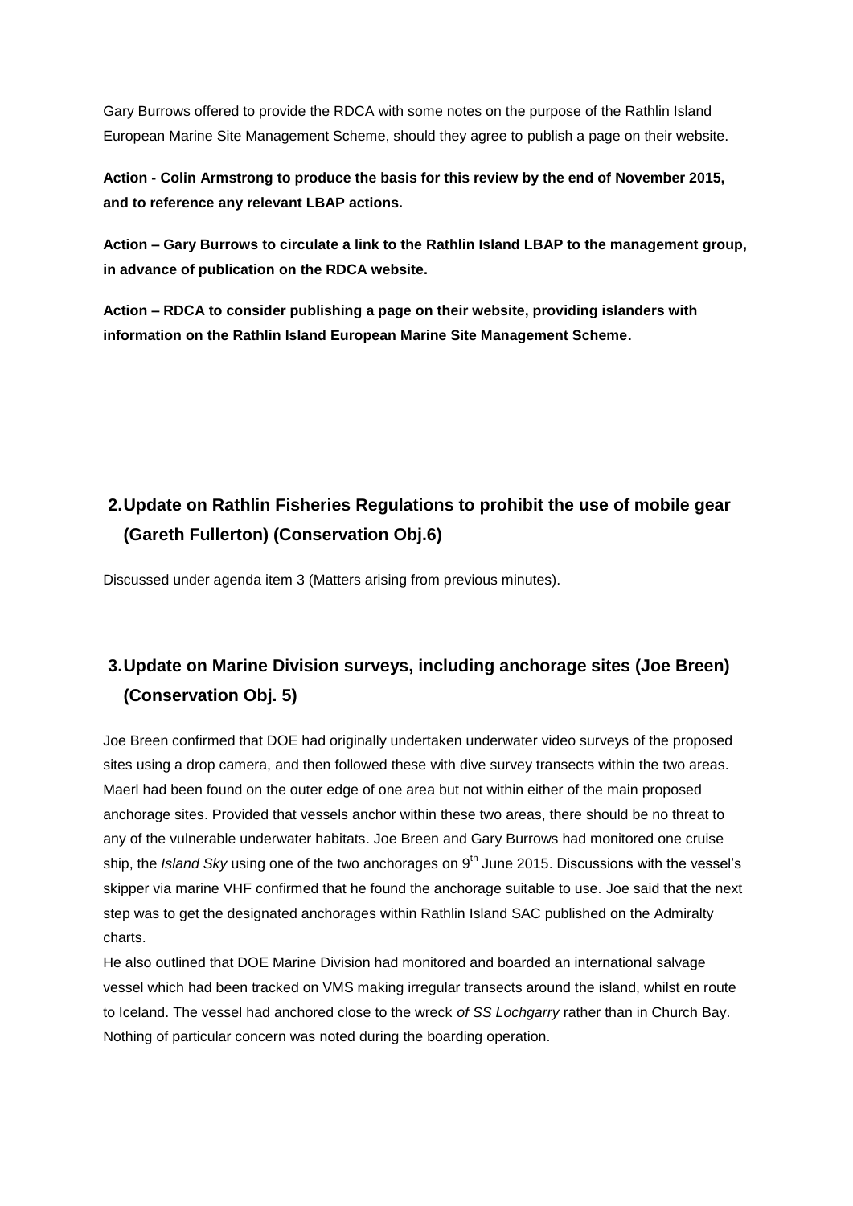Gary Burrows offered to provide the RDCA with some notes on the purpose of the Rathlin Island European Marine Site Management Scheme, should they agree to publish a page on their website.

**Action - Colin Armstrong to produce the basis for this review by the end of November 2015, and to reference any relevant LBAP actions.**

**Action – Gary Burrows to circulate a link to the Rathlin Island LBAP to the management group, in advance of publication on the RDCA website.**

**Action – RDCA to consider publishing a page on their website, providing islanders with information on the Rathlin Island European Marine Site Management Scheme.**

## 2. Update on Rathlin Fisheries Regulations to prohibit the use of mobile gear (Gareth Fullerton) (Conservation Obj.6)

Discussed under agenda item 3 (Matters arising from previous minutes).

## 3. Update on Marine Division surveys, including anchorage sites (Joe Breen) (Conservation Obj. 5)

Joe Breen confirmed that DOE had originally undertaken underwater video surveys of the proposed sites using a drop camera, and then followed these with dive survey transects within the two areas. Maerl had been found on the outer edge of one area but not within either of the main proposed anchorage sites. Provided that vessels anchor within these two areas, there should be no threat to any of the vulnerable underwater habitats. Joe Breen and Gary Burrows had monitored one cruise ship, the *Island Sky* using one of the two anchorages on 9th June 2015. Discussions with the vessel's skipper via marine VHF confirmed that he found the anchorage suitable to use. Joe said that the next step was to get the designated anchorages within Rathlin Island SAC published on the Admiralty charts.

He also outlined that DOE Marine Division had monitored and boarded an international salvage vessel which had been tracked on VMS making irregular transects around the island, whilst en route to Iceland. The vessel had anchored close to the wreck *of SS Lochgarry* rather than in Church Bay. Nothing of particular concern was noted during the boarding operation.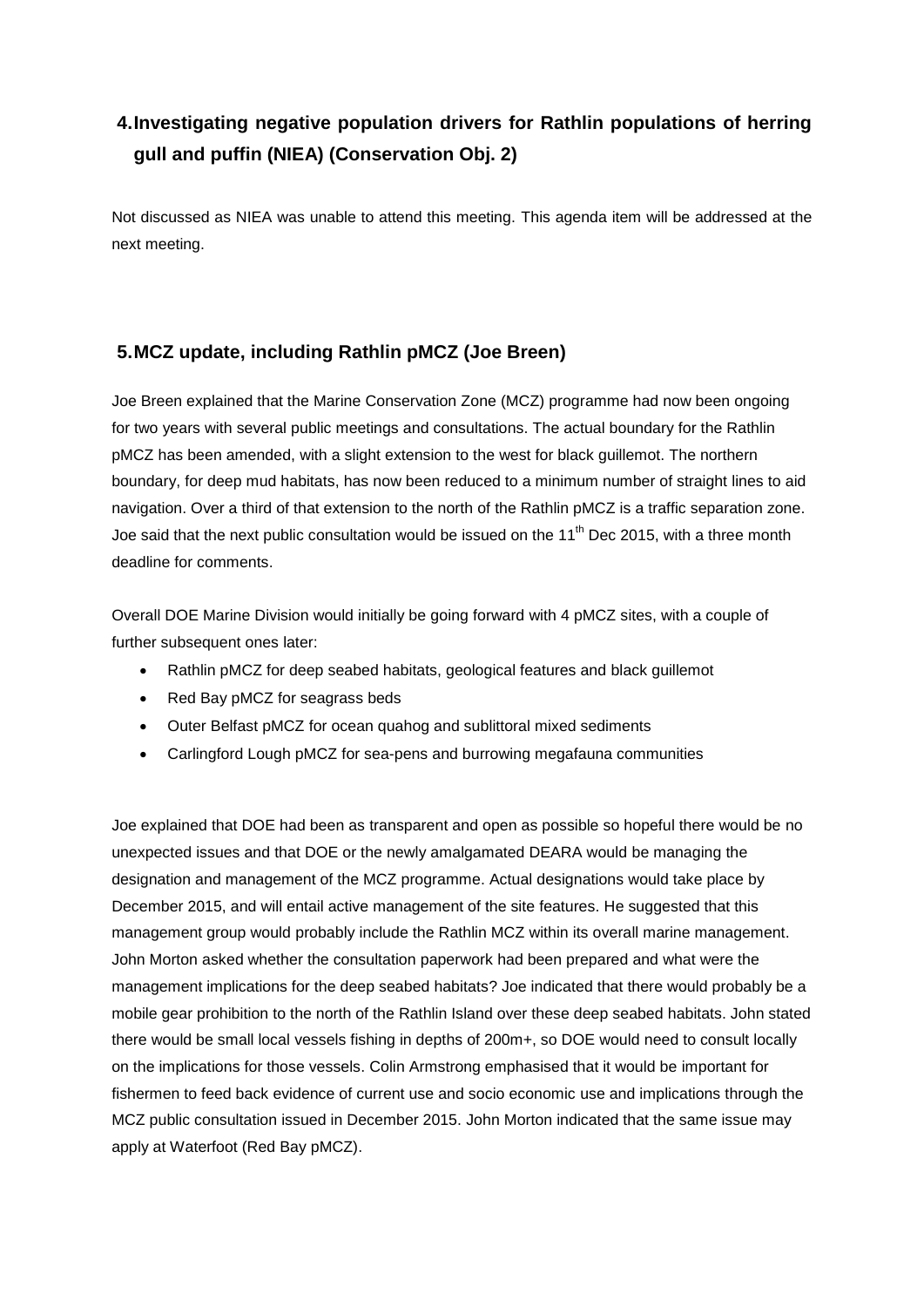## 4. Investigating negative population drivers for Rathlin populations of herring gull and puffin (NIEA) (Conservation Obj. 2)

Not discussed as NIEA was unable to attend this meeting. This agenda item will be addressed at the next meeting.

## 5. MCZ update, including Rathlin pMCZ (Joe Breen)

Joe Breen explained that the Marine Conservation Zone (MCZ) programme had now been ongoing for two years with several public meetings and consultations. The actual boundary for the Rathlin pMCZ has been amended, with a slight extension to the west for black guillemot. The northern boundary, for deep mud habitats, has now been reduced to a minimum number of straight lines to aid navigation. Over a third of that extension to the north of the Rathlin pMCZ is a traffic separation zone. Joe said that the next public consultation would be issued on the 11th Dec 2015, with a three month deadline for comments.

Overall DOE Marine Division would initially be going forward with 4 pMCZ sites, with a couple of further subsequent ones later:

- Rathlin pMCZ for deep seabed habitats, geological features and black guillemot
- Red Bay pMCZ for seagrass beds
- Outer Belfast pMCZ for ocean quahog and sublittoral mixed sediments
- Carlingford Lough pMCZ for sea-pens and burrowing megafauna communities

Joe explained that DOE had been as transparent and open as possible so hopeful there would be no unexpected issues and that DOE or the newly amalgamated DEARA would be managing the designation and management of the MCZ programme. Actual designations would take place by December 2015, and will entail active management of the site features. He suggested that this management group would probably include the Rathlin MCZ within its overall marine management. John Morton asked whether the consultation paperwork had been prepared and what were the management implications for the deep seabed habitats? Joe indicated that there would probably be a mobile gear prohibition to the north of the Rathlin Island over these deep seabed habitats. John stated there would be small local vessels fishing in depths of 200m+, so DOE would need to consult locally on the implications for those vessels. Colin Armstrong emphasised that it would be important for fishermen to feed back evidence of current use and socio economic use and implications through the MCZ public consultation issued in December 2015. John Morton indicated that the same issue may apply at Waterfoot (Red Bay pMCZ).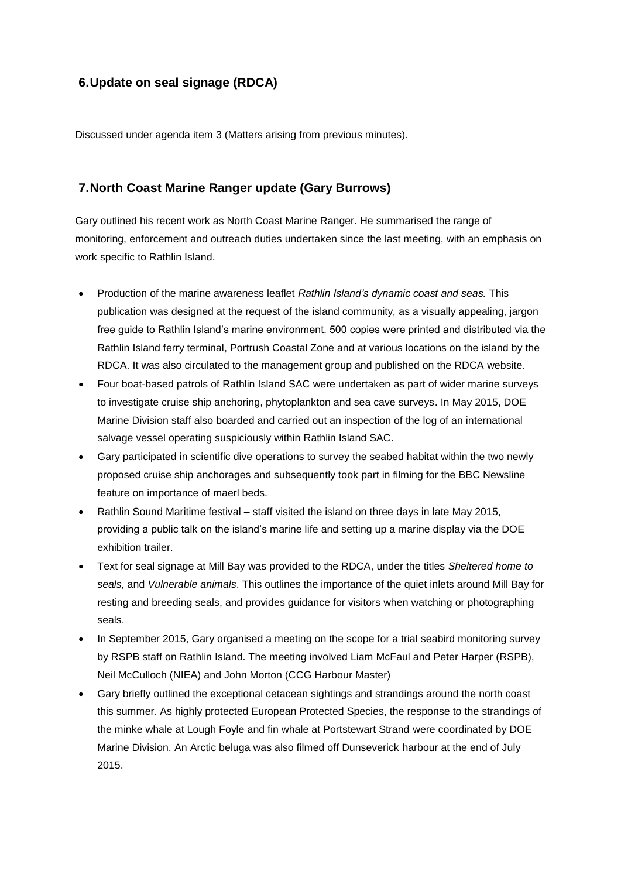## 6. Update on seal signage (RDCA)

Discussed under agenda item 3 (Matters arising from previous minutes).

## 7. North Coast Marine Ranger update (Gary Burrows)

Gary outlined his recent work as North Coast Marine Ranger. He summarised the range of monitoring, enforcement and outreach duties undertaken since the last meeting, with an emphasis on work specific to Rathlin Island.

- Production of the marine awareness leaflet *Rathlin Island's dynamic coast and seas.* This publication was designed at the request of the island community, as a visually appealing, jargon free guide to Rathlin Island's marine environment. 500 copies were printed and distributed via the Rathlin Island ferry terminal, Portrush Coastal Zone and at various locations on the island by the RDCA. It was also circulated to the management group and published on the RDCA website.
- Four boat-based patrols of Rathlin Island SAC were undertaken as part of wider marine surveys to investigate cruise ship anchoring, phytoplankton and sea cave surveys. In May 2015, DOE Marine Division staff also boarded and carried out an inspection of the log of an international salvage vessel operating suspiciously within Rathlin Island SAC.
- Gary participated in scientific dive operations to survey the seabed habitat within the two newly proposed cruise ship anchorages and subsequently took part in filming for the BBC Newsline feature on importance of maerl beds.
- Rathlin Sound Maritime festival – staff visited the island on three days in late May 2015, providing a public talk on the island's marine life and setting up a marine display via the DOE exhibition trailer.
- Text for seal signage at Mill Bay was provided to the RDCA, under the titles *Sheltered home to seals,* and *Vulnerable animals*. This outlines the importance of the quiet inlets around Mill Bay for resting and breeding seals, and provides guidance for visitors when watching or photographing seals.
- In September 2015, Gary organised a meeting on the scope for a trial seabird monitoring survey by RSPB staff on Rathlin Island. The meeting involved Liam McFaul and Peter Harper (RSPB), Neil McCulloch (NIEA) and John Morton (CCG Harbour Master)
- Gary briefly outlined the exceptional cetacean sightings and strandings around the north coast this summer. As highly protected European Protected Species, the response to the strandings of the minke whale at Lough Foyle and fin whale at Portstewart Strand were coordinated by DOE Marine Division. An Arctic beluga was also filmed off Dunseverick harbour at the end of July 2015.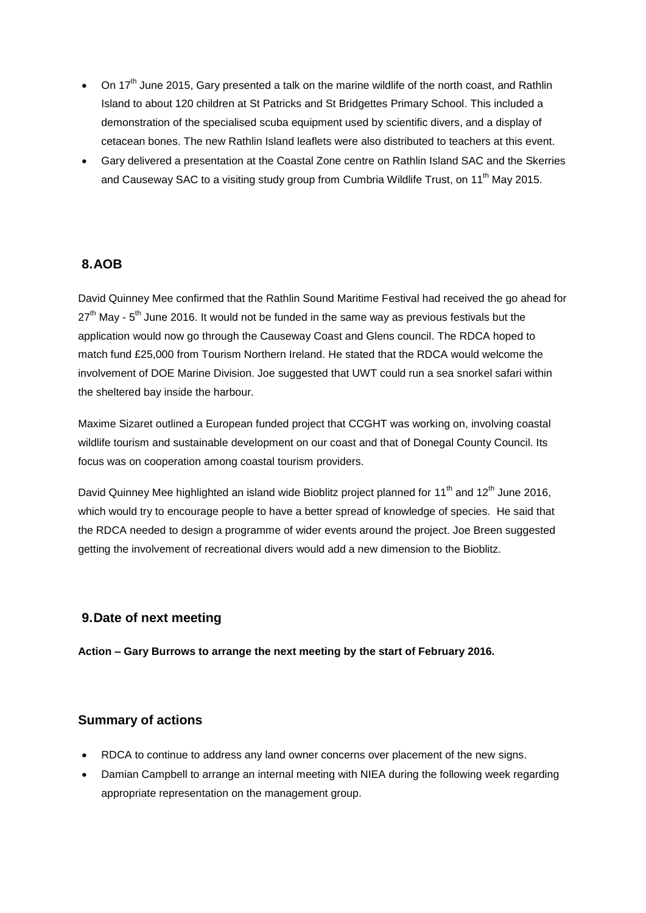- On 17th June 2015, Gary presented a talk on the marine wildlife of the north coast, and Rathlin Island to about 120 children at St Patricks and St Bridgettes Primary School. This included a demonstration of the specialised scuba equipment used by scientific divers, and a display of cetacean bones. The new Rathlin Island leaflets were also distributed to teachers at this event.
- Gary delivered a presentation at the Coastal Zone centre on Rathlin Island SAC and the Skerries and Causeway SAC to a visiting study group from Cumbria Wildlife Trust, on 11th May 2015.

## 8. AOB

David Quinney Mee confirmed that the Rathlin Sound Maritime Festival had received the go ahead for 27th May - 5th June 2016. It would not be funded in the same way as previous festivals but the application would now go through the Causeway Coast and Glens council. The RDCA hoped to match fund £25,000 from Tourism Northern Ireland. He stated that the RDCA would welcome the involvement of DOE Marine Division. Joe suggested that UWT could run a sea snorkel safari within the sheltered bay inside the harbour.

Maxime Sizaret outlined a European funded project that CCGHT was working on, involving coastal wildlife tourism and sustainable development on our coast and that of Donegal County Council. Its focus was on cooperation among coastal tourism providers.

David Quinney Mee highlighted an island wide Bioblitz project planned for 11th and 12th June 2016, which would try to encourage people to have a better spread of knowledge of species. He said that the RDCA needed to design a programme of wider events around the project. Joe Breen suggested getting the involvement of recreational divers would add a new dimension to the Bioblitz.

## 9. Date of next meeting

**Action – Gary Burrows to arrange the next meeting by the start of February 2016.**

## Summary of actions

- RDCA to continue to address any land owner concerns over placement of the new signs.
- Damian Campbell to arrange an internal meeting with NIEA during the following week regarding appropriate representation on the management group.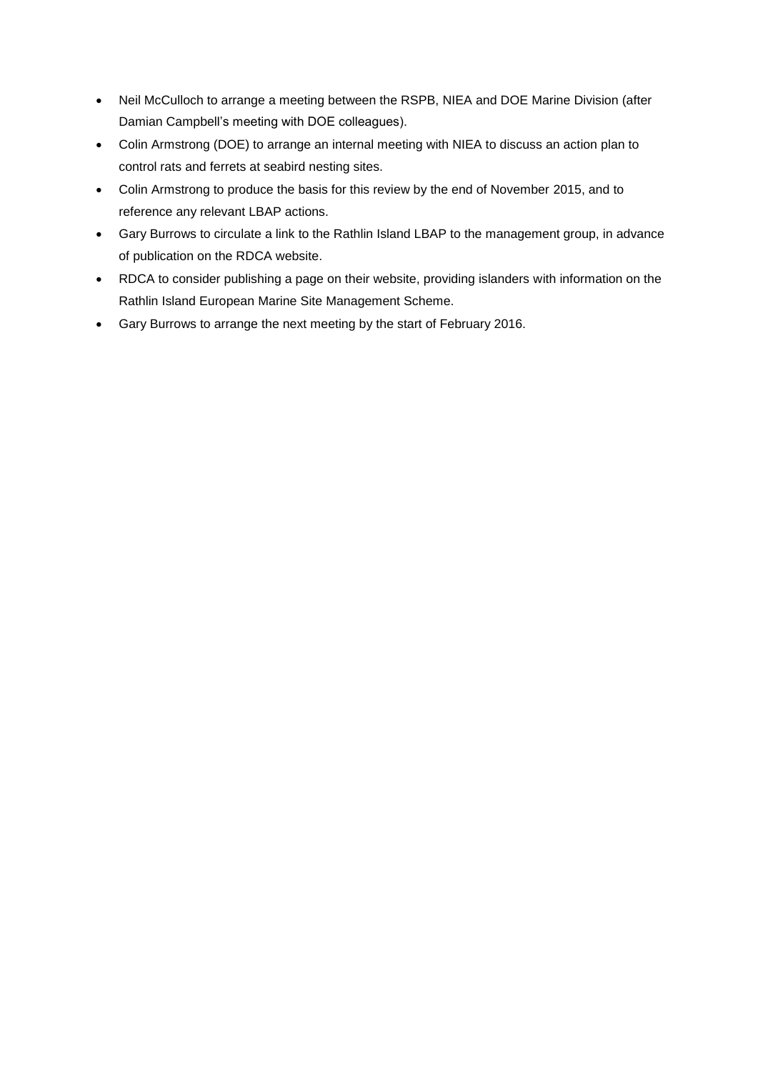- Neil McCulloch to arrange a meeting between the RSPB, NIEA and DOE Marine Division (after Damian Campbell's meeting with DOE colleagues).
- Colin Armstrong (DOE) to arrange an internal meeting with NIEA to discuss an action plan to control rats and ferrets at seabird nesting sites.
- Colin Armstrong to produce the basis for this review by the end of November 2015, and to reference any relevant LBAP actions.
- Gary Burrows to circulate a link to the Rathlin Island LBAP to the management group, in advance of publication on the RDCA website.
- RDCA to consider publishing a page on their website, providing islanders with information on the Rathlin Island European Marine Site Management Scheme.
- Gary Burrows to arrange the next meeting by the start of February 2016.